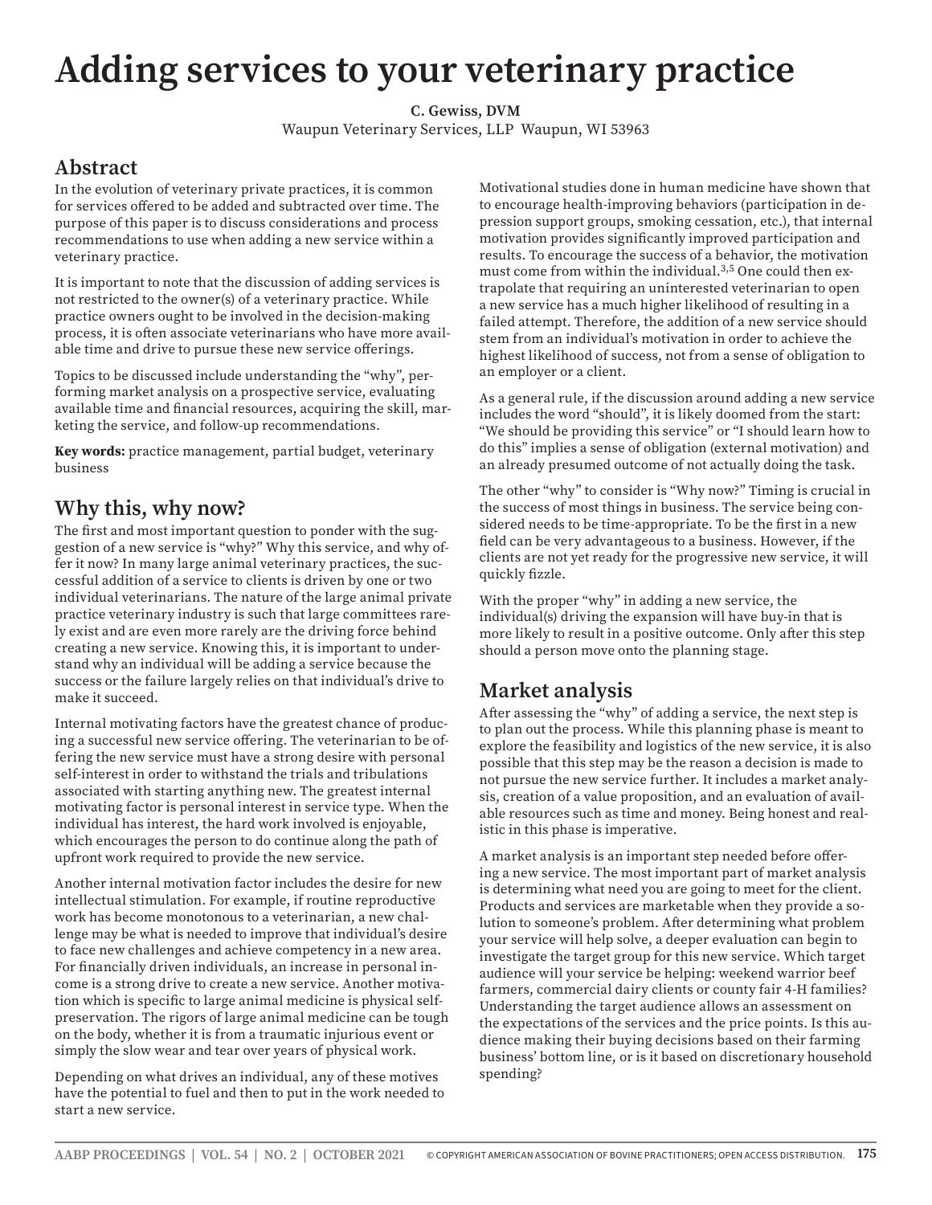# Adding services to your veterinary practice

**C. Gewiss, DVM**
Waupun Veterinary Services, LLP Waupun, WI 53963

## Abstract

In the evolution of veterinary private practices, it is common for services offered to be added and subtracted over time. The purpose of this paper is to discuss considerations and process recommendations to use when adding a new service within a veterinary practice.

It is important to note that the discussion of adding services is not restricted to the owner(s) of a veterinary practice. While practice owners ought to be involved in the decision-making process, it is often associate veterinarians who have more available time and drive to pursue these new service offerings.

Topics to be discussed include understanding the "why", performing market analysis on a prospective service, evaluating available time and financial resources, acquiring the skill, marketing the service, and follow-up recommendations.

**Key words:** practice management, partial budget, veterinary business

## Why this, why now?

The first and most important question to ponder with the suggestion of a new service is "why?" Why this service, and why offer it now? In many large animal veterinary practices, the successful addition of a service to clients is driven by one or two individual veterinarians. The nature of the large animal private practice veterinary industry is such that large committees rarely exist and are even more rarely are the driving force behind creating a new service. Knowing this, it is important to understand why an individual will be adding a service because the success or the failure largely relies on that individual's drive to make it succeed.

Internal motivating factors have the greatest chance of producing a successful new service offering. The veterinarian to be offering the new service must have a strong desire with personal self-interest in order to withstand the trials and tribulations associated with starting anything new. The greatest internal motivating factor is personal interest in service type. When the individual has interest, the hard work involved is enjoyable, which encourages the person to do continue along the path of upfront work required to provide the new service.

Another internal motivation factor includes the desire for new intellectual stimulation. For example, if routine reproductive work has become monotonous to a veterinarian, a new challenge may be what is needed to improve that individual's desire to face new challenges and achieve competency in a new area. For financially driven individuals, an increase in personal income is a strong drive to create a new service. Another motivation which is specific to large animal medicine is physical self-preservation. The rigors of large animal medicine can be tough on the body, whether it is from a traumatic injurious event or simply the slow wear and tear over years of physical work.

Depending on what drives an individual, any of these motives have the potential to fuel and then to put in the work needed to start a new service.

Motivational studies done in human medicine have shown that to encourage health-improving behaviors (participation in depression support groups, smoking cessation, etc.), that internal motivation provides significantly improved participation and results. To encourage the success of a behavior, the motivation must come from within the individual.[3,5] One could then extrapolate that requiring an uninterested veterinarian to open a new service has a much higher likelihood of resulting in a failed attempt. Therefore, the addition of a new service should stem from an individual's motivation in order to achieve the highest likelihood of success, not from a sense of obligation to an employer or a client.

As a general rule, if the discussion around adding a new service includes the word "should", it is likely doomed from the start: "We should be providing this service" or "I should learn how to do this" implies a sense of obligation (external motivation) and an already presumed outcome of not actually doing the task.

The other "why" to consider is "Why now?" Timing is crucial in the success of most things in business. The service being considered needs to be time-appropriate. To be the first in a new field can be very advantageous to a business. However, if the clients are not yet ready for the progressive new service, it will quickly fizzle.

With the proper "why" in adding a new service, the individual(s) driving the expansion will have buy-in that is more likely to result in a positive outcome. Only after this step should a person move onto the planning stage.

## Market analysis

After assessing the "why" of adding a service, the next step is to plan out the process. While this planning phase is meant to explore the feasibility and logistics of the new service, it is also possible that this step may be the reason a decision is made to not pursue the new service further. It includes a market analysis, creation of a value proposition, and an evaluation of available resources such as time and money. Being honest and realistic in this phase is imperative.

A market analysis is an important step needed before offering a new service. The most important part of market analysis is determining what need you are going to meet for the client. Products and services are marketable when they provide a solution to someone's problem. After determining what problem your service will help solve, a deeper evaluation can begin to investigate the target group for this new service. Which target audience will your service be helping: weekend warrior beef farmers, commercial dairy clients or county fair 4-H families? Understanding the target audience allows an assessment on the expectations of the services and the price points. Is this audience making their buying decisions based on their farming business' bottom line, or is it based on discretionary household spending?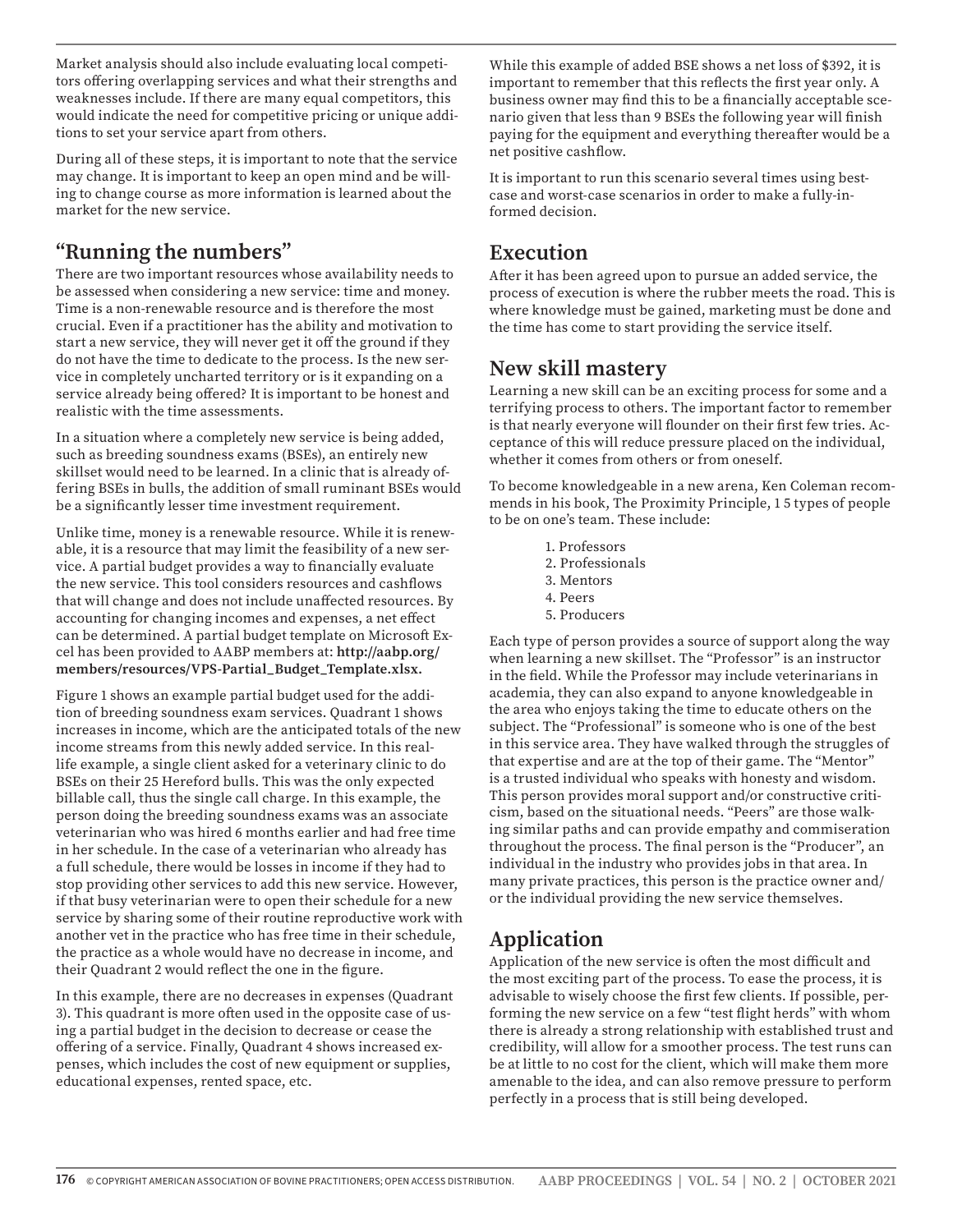Market analysis should also include evaluating local competitors offering overlapping services and what their strengths and weaknesses include. If there are many equal competitors, this would indicate the need for competitive pricing or unique additions to set your service apart from others.

During all of these steps, it is important to note that the service may change. It is important to keep an open mind and be willing to change course as more information is learned about the market for the new service.

## "Running the numbers"

There are two important resources whose availability needs to be assessed when considering a new service: time and money. Time is a non-renewable resource and is therefore the most crucial. Even if a practitioner has the ability and motivation to start a new service, they will never get it off the ground if they do not have the time to dedicate to the process. Is the new service in completely uncharted territory or is it expanding on a service already being offered? It is important to be honest and realistic with the time assessments.

In a situation where a completely new service is being added, such as breeding soundness exams (BSEs), an entirely new skillset would need to be learned. In a clinic that is already offering BSEs in bulls, the addition of small ruminant BSEs would be a significantly lesser time investment requirement.

Unlike time, money is a renewable resource. While it is renewable, it is a resource that may limit the feasibility of a new service. A partial budget provides a way to financially evaluate the new service. This tool considers resources and cashflows that will change and does not include unaffected resources. By accounting for changing incomes and expenses, a net effect can be determined. A partial budget template on Microsoft Excel has been provided to AABP members at: **http://aabp.org/members/resources/VPS-Partial_Budget_Template.xlsx.**

Figure 1 shows an example partial budget used for the addition of breeding soundness exam services. Quadrant 1 shows increases in income, which are the anticipated totals of the new income streams from this newly added service. In this real-life example, a single client asked for a veterinary clinic to do BSEs on their 25 Hereford bulls. This was the only expected billable call, thus the single call charge. In this example, the person doing the breeding soundness exams was an associate veterinarian who was hired 6 months earlier and had free time in her schedule. In the case of a veterinarian who already has a full schedule, there would be losses in income if they had to stop providing other services to add this new service. However, if that busy veterinarian were to open their schedule for a new service by sharing some of their routine reproductive work with another vet in the practice who has free time in their schedule, the practice as a whole would have no decrease in income, and their Quadrant 2 would reflect the one in the figure.

In this example, there are no decreases in expenses (Quadrant 3). This quadrant is more often used in the opposite case of using a partial budget in the decision to decrease or cease the offering of a service. Finally, Quadrant 4 shows increased expenses, which includes the cost of new equipment or supplies, educational expenses, rented space, etc.

While this example of added BSE shows a net loss of $392, it is important to remember that this reflects the first year only. A business owner may find this to be a financially acceptable scenario given that less than 9 BSEs the following year will finish paying for the equipment and everything thereafter would be a net positive cashflow.

It is important to run this scenario several times using best-case and worst-case scenarios in order to make a fully-informed decision.

## Execution

After it has been agreed upon to pursue an added service, the process of execution is where the rubber meets the road. This is where knowledge must be gained, marketing must be done and the time has come to start providing the service itself.

## New skill mastery

Learning a new skill can be an exciting process for some and a terrifying process to others. The important factor to remember is that nearly everyone will flounder on their first few tries. Acceptance of this will reduce pressure placed on the individual, whether it comes from others or from oneself.

To become knowledgeable in a new arena, Ken Coleman recommends in his book, The Proximity Principle, [1] 5 types of people to be on one's team. These include:

1. Professors
2. Professionals
3. Mentors
4. Peers
5. Producers

Each type of person provides a source of support along the way when learning a new skillset. The "Professor" is an instructor in the field. While the Professor may include veterinarians in academia, they can also expand to anyone knowledgeable in the area who enjoys taking the time to educate others on the subject. The "Professional" is someone who is one of the best in this service area. They have walked through the struggles of that expertise and are at the top of their game. The "Mentor" is a trusted individual who speaks with honesty and wisdom. This person provides moral support and/or constructive criticism, based on the situational needs. "Peers" are those walking similar paths and can provide empathy and commiseration throughout the process. The final person is the "Producer", an individual in the industry who provides jobs in that area. In many private practices, this person is the practice owner and/or the individual providing the new service themselves.

## Application

Application of the new service is often the most difficult and the most exciting part of the process. To ease the process, it is advisable to wisely choose the first few clients. If possible, performing the new service on a few "test flight herds" with whom there is already a strong relationship with established trust and credibility, will allow for a smoother process. The test runs can be at little to no cost for the client, which will make them more amenable to the idea, and can also remove pressure to perform perfectly in a process that is still being developed.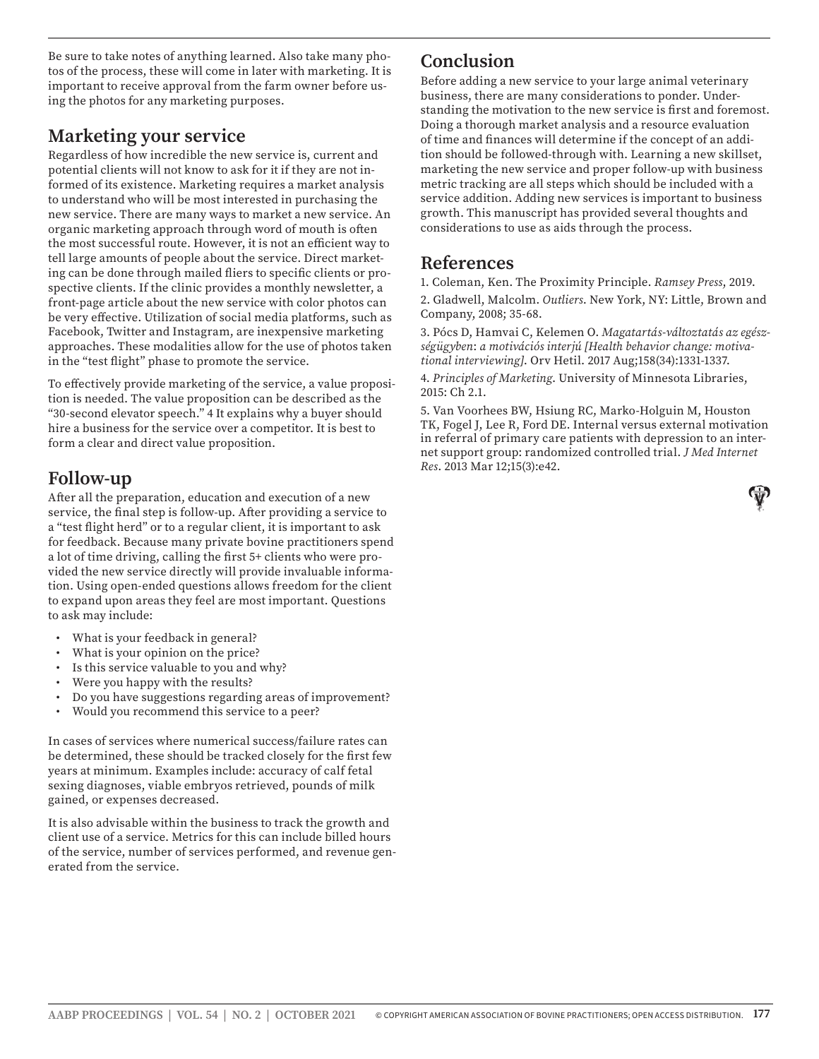Be sure to take notes of anything learned. Also take many photos of the process, these will come in later with marketing. It is important to receive approval from the farm owner before using the photos for any marketing purposes.

## Marketing your service

Regardless of how incredible the new service is, current and potential clients will not know to ask for it if they are not informed of its existence. Marketing requires a market analysis to understand who will be most interested in purchasing the new service. There are many ways to market a new service. An organic marketing approach through word of mouth is often the most successful route. However, it is not an efficient way to tell large amounts of people about the service. Direct marketing can be done through mailed fliers to specific clients or prospective clients. If the clinic provides a monthly newsletter, a front-page article about the new service with color photos can be very effective. Utilization of social media platforms, such as Facebook, Twitter and Instagram, are inexpensive marketing approaches. These modalities allow for the use of photos taken in the "test flight" phase to promote the service.

To effectively provide marketing of the service, a value proposition is needed. The value proposition can be described as the "30-second elevator speech." 4 It explains why a buyer should hire a business for the service over a competitor. It is best to form a clear and direct value proposition.

## Follow-up

After all the preparation, education and execution of a new service, the final step is follow-up. After providing a service to a "test flight herd" or to a regular client, it is important to ask for feedback. Because many private bovine practitioners spend a lot of time driving, calling the first 5+ clients who were provided the new service directly will provide invaluable information. Using open-ended questions allows freedom for the client to expand upon areas they feel are most important. Questions to ask may include:

- What is your feedback in general?
- What is your opinion on the price?
- Is this service valuable to you and why?
- Were you happy with the results?
- Do you have suggestions regarding areas of improvement?
- Would you recommend this service to a peer?

In cases of services where numerical success/failure rates can be determined, these should be tracked closely for the first few years at minimum. Examples include: accuracy of calf fetal sexing diagnoses, viable embryos retrieved, pounds of milk gained, or expenses decreased.

It is also advisable within the business to track the growth and client use of a service. Metrics for this can include billed hours of the service, number of services performed, and revenue generated from the service.

## Conclusion

Before adding a new service to your large animal veterinary business, there are many considerations to ponder. Understanding the motivation to the new service is first and foremost. Doing a thorough market analysis and a resource evaluation of time and finances will determine if the concept of an addition should be followed-through with. Learning a new skillset, marketing the new service and proper follow-up with business metric tracking are all steps which should be included with a service addition. Adding new services is important to business growth. This manuscript has provided several thoughts and considerations to use as aids through the process.

## References

1. Coleman, Ken. The Proximity Principle. *Ramsey Press*, 2019.
2. Gladwell, Malcolm. *Outliers*. New York, NY: Little, Brown and Company, 2008; 35-68.
3. Pócs D, Hamvai C, Kelemen O. *Magatartás-változtatás az egészségügyben: a motivációs interjú [Health behavior change: motivational interviewing]*. Orv Hetil. 2017 Aug;158(34):1331-1337.
4. *Principles of Marketing*. University of Minnesota Libraries, 2015: Ch 2.1.
5. Van Voorhees BW, Hsiung RC, Marko-Holguin M, Houston TK, Fogel J, Lee R, Ford DE. Internal versus external motivation in referral of primary care patients with depression to an internet support group: randomized controlled trial. *J Med Internet Res*. 2013 Mar 12;15(3):e42.